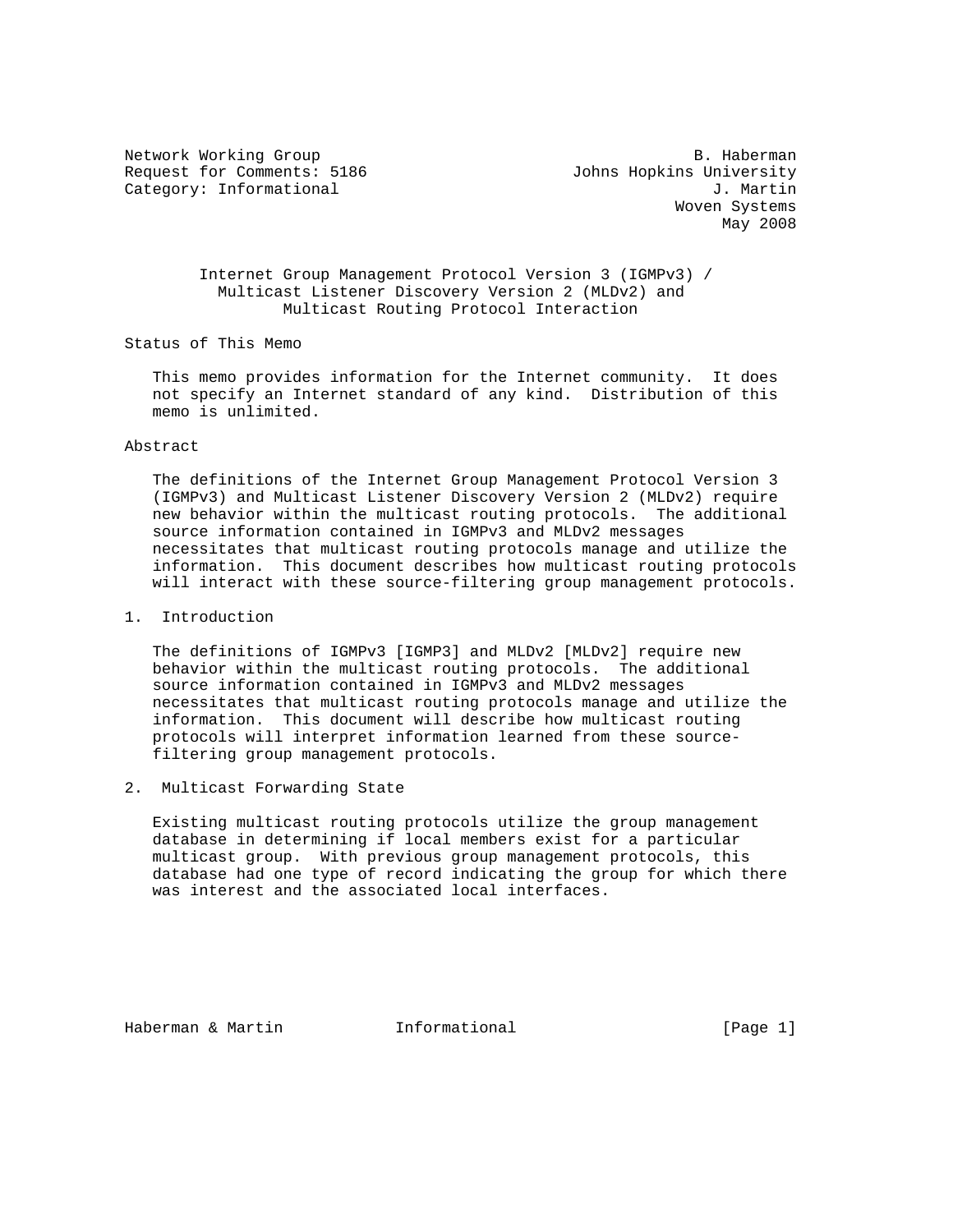Network Working Group — B. Haberman, Johns Hopkins University
Request for Comments: 5186 — J. Martin, Woven Systems
Category: Informational — May 2008

# Internet Group Management Protocol Version 3 (IGMPv3) / Multicast Listener Discovery Version 2 (MLDv2) and Multicast Routing Protocol Interaction

## Status of This Memo

This memo provides information for the Internet community. It does not specify an Internet standard of any kind. Distribution of this memo is unlimited.

## Abstract

The definitions of the Internet Group Management Protocol Version 3 (IGMPv3) and Multicast Listener Discovery Version 2 (MLDv2) require new behavior within the multicast routing protocols. The additional source information contained in IGMPv3 and MLDv2 messages necessitates that multicast routing protocols manage and utilize the information. This document describes how multicast routing protocols will interact with these source-filtering group management protocols.

## 1. Introduction

The definitions of IGMPv3 [IGMP3] and MLDv2 [MLDv2] require new behavior within the multicast routing protocols. The additional source information contained in IGMPv3 and MLDv2 messages necessitates that multicast routing protocols manage and utilize the information. This document will describe how multicast routing protocols will interpret information learned from these source-filtering group management protocols.

## 2. Multicast Forwarding State

Existing multicast routing protocols utilize the group management database in determining if local members exist for a particular multicast group. With previous group management protocols, this database had one type of record indicating the group for which there was interest and the associated local interfaces.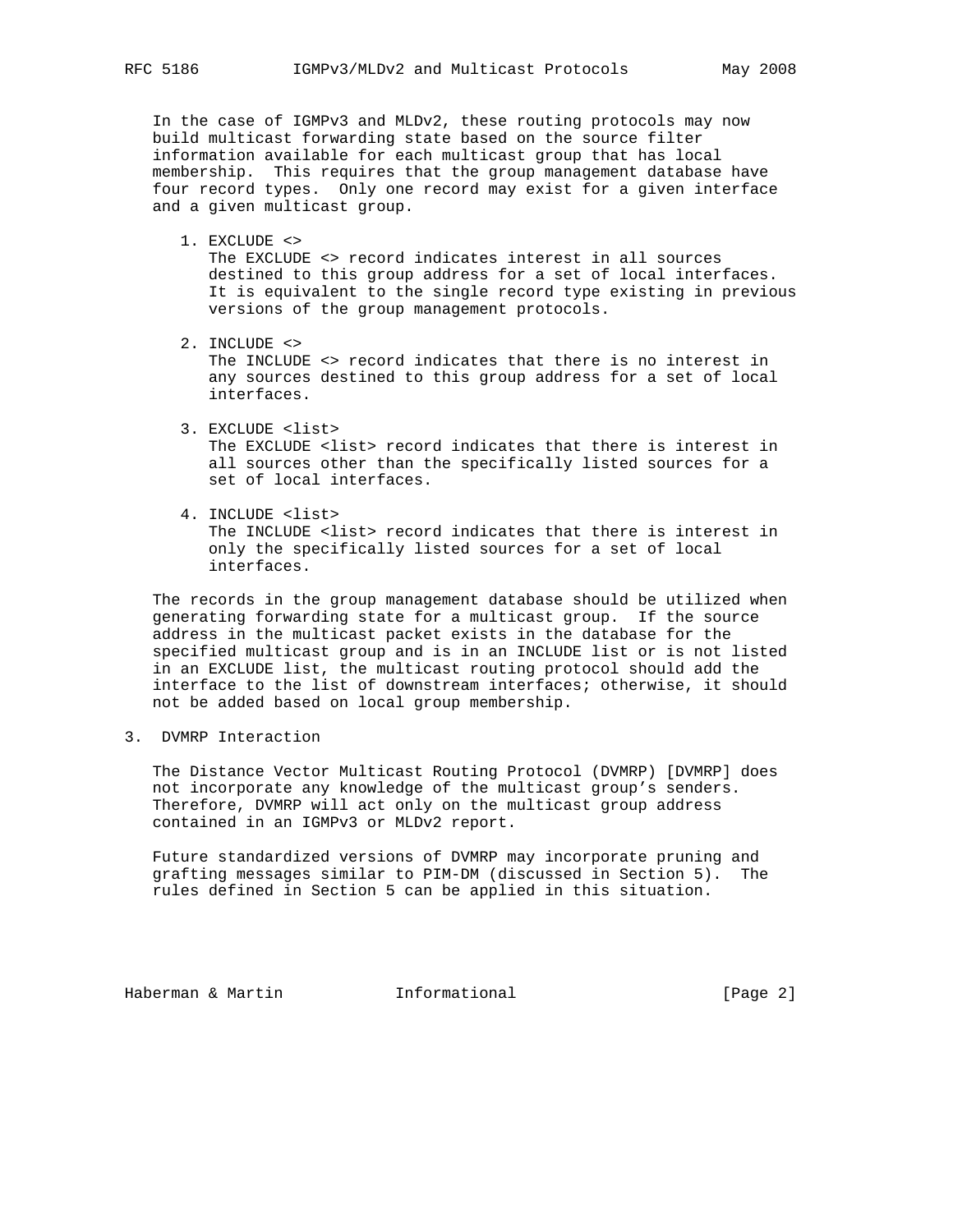In the case of IGMPv3 and MLDv2, these routing protocols may now build multicast forwarding state based on the source filter information available for each multicast group that has local membership. This requires that the group management database have four record types. Only one record may exist for a given interface and a given multicast group.

1. EXCLUDE <>
   The EXCLUDE <> record indicates interest in all sources destined to this group address for a set of local interfaces. It is equivalent to the single record type existing in previous versions of the group management protocols.

2. INCLUDE <>
   The INCLUDE <> record indicates that there is no interest in any sources destined to this group address for a set of local interfaces.

3. EXCLUDE <list>
   The EXCLUDE <list> record indicates that there is interest in all sources other than the specifically listed sources for a set of local interfaces.

4. INCLUDE <list>
   The INCLUDE <list> record indicates that there is interest in only the specifically listed sources for a set of local interfaces.

The records in the group management database should be utilized when generating forwarding state for a multicast group. If the source address in the multicast packet exists in the database for the specified multicast group and is in an INCLUDE list or is not listed in an EXCLUDE list, the multicast routing protocol should add the interface to the list of downstream interfaces; otherwise, it should not be added based on local group membership.

## 3. DVMRP Interaction

The Distance Vector Multicast Routing Protocol (DVMRP) [DVMRP] does not incorporate any knowledge of the multicast group's senders. Therefore, DVMRP will act only on the multicast group address contained in an IGMPv3 or MLDv2 report.

Future standardized versions of DVMRP may incorporate pruning and grafting messages similar to PIM-DM (discussed in Section 5). The rules defined in Section 5 can be applied in this situation.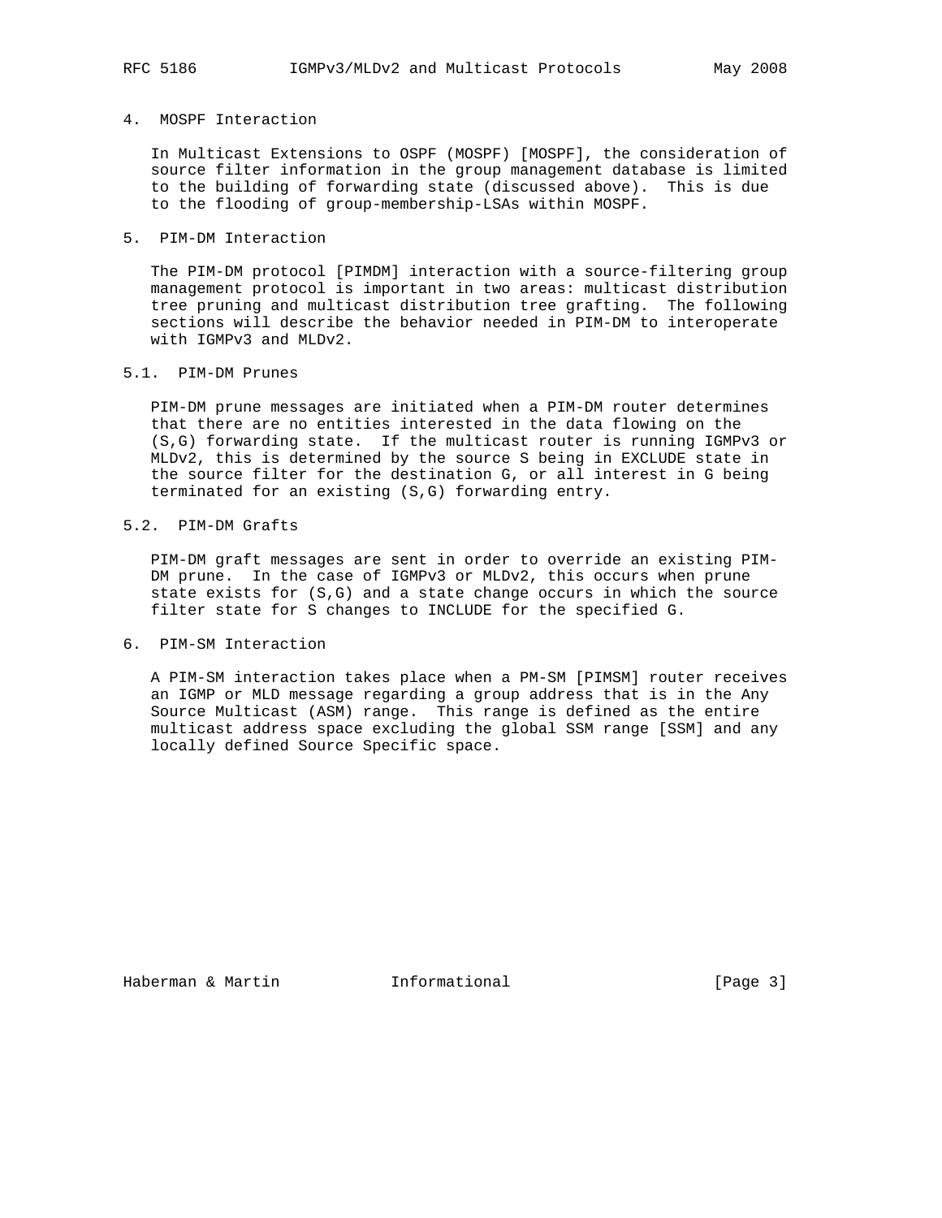## 4. MOSPF Interaction

In Multicast Extensions to OSPF (MOSPF) [MOSPF], the consideration of source filter information in the group management database is limited to the building of forwarding state (discussed above). This is due to the flooding of group-membership-LSAs within MOSPF.

## 5. PIM-DM Interaction

The PIM-DM protocol [PIMDM] interaction with a source-filtering group management protocol is important in two areas: multicast distribution tree pruning and multicast distribution tree grafting. The following sections will describe the behavior needed in PIM-DM to interoperate with IGMPv3 and MLDv2.

### 5.1. PIM-DM Prunes

PIM-DM prune messages are initiated when a PIM-DM router determines that there are no entities interested in the data flowing on the (S,G) forwarding state. If the multicast router is running IGMPv3 or MLDv2, this is determined by the source S being in EXCLUDE state in the source filter for the destination G, or all interest in G being terminated for an existing (S,G) forwarding entry.

### 5.2. PIM-DM Grafts

PIM-DM graft messages are sent in order to override an existing PIM-DM prune. In the case of IGMPv3 or MLDv2, this occurs when prune state exists for (S,G) and a state change occurs in which the source filter state for S changes to INCLUDE for the specified G.

## 6. PIM-SM Interaction

A PIM-SM interaction takes place when a PM-SM [PIMSM] router receives an IGMP or MLD message regarding a group address that is in the Any Source Multicast (ASM) range. This range is defined as the entire multicast address space excluding the global SSM range [SSM] and any locally defined Source Specific space.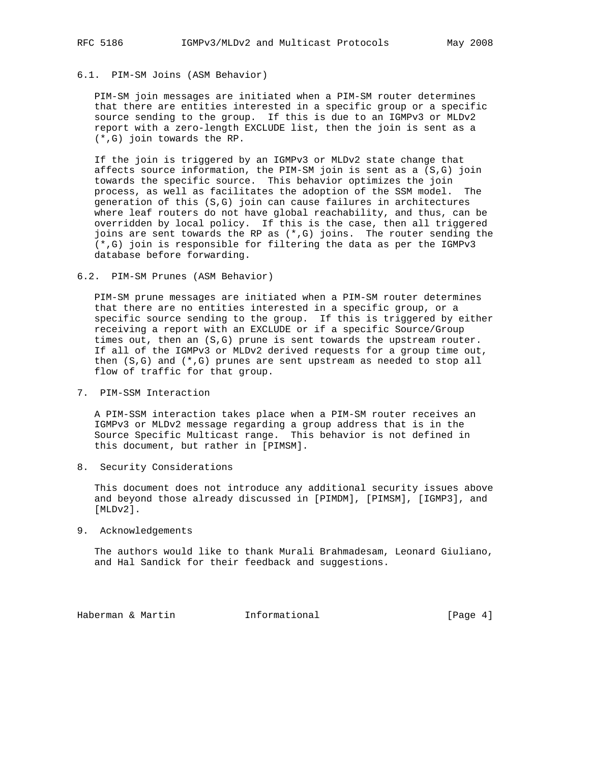### 6.1. PIM-SM Joins (ASM Behavior)

PIM-SM join messages are initiated when a PIM-SM router determines that there are entities interested in a specific group or a specific source sending to the group. If this is due to an IGMPv3 or MLDv2 report with a zero-length EXCLUDE list, then the join is sent as a (*,G) join towards the RP.

If the join is triggered by an IGMPv3 or MLDv2 state change that affects source information, the PIM-SM join is sent as a (S,G) join towards the specific source. This behavior optimizes the join process, as well as facilitates the adoption of the SSM model. The generation of this (S,G) join can cause failures in architectures where leaf routers do not have global reachability, and thus, can be overridden by local policy. If this is the case, then all triggered joins are sent towards the RP as (*,G) joins. The router sending the (*,G) join is responsible for filtering the data as per the IGMPv3 database before forwarding.

### 6.2. PIM-SM Prunes (ASM Behavior)

PIM-SM prune messages are initiated when a PIM-SM router determines that there are no entities interested in a specific group, or a specific source sending to the group. If this is triggered by either receiving a report with an EXCLUDE or if a specific Source/Group times out, then an (S,G) prune is sent towards the upstream router. If all of the IGMPv3 or MLDv2 derived requests for a group time out, then (S,G) and (*,G) prunes are sent upstream as needed to stop all flow of traffic for that group.

## 7. PIM-SSM Interaction

A PIM-SSM interaction takes place when a PIM-SM router receives an IGMPv3 or MLDv2 message regarding a group address that is in the Source Specific Multicast range. This behavior is not defined in this document, but rather in [PIMSM].

## 8. Security Considerations

This document does not introduce any additional security issues above and beyond those already discussed in [PIMDM], [PIMSM], [IGMP3], and [MLDv2].

## 9. Acknowledgements

The authors would like to thank Murali Brahmadesam, Leonard Giuliano, and Hal Sandick for their feedback and suggestions.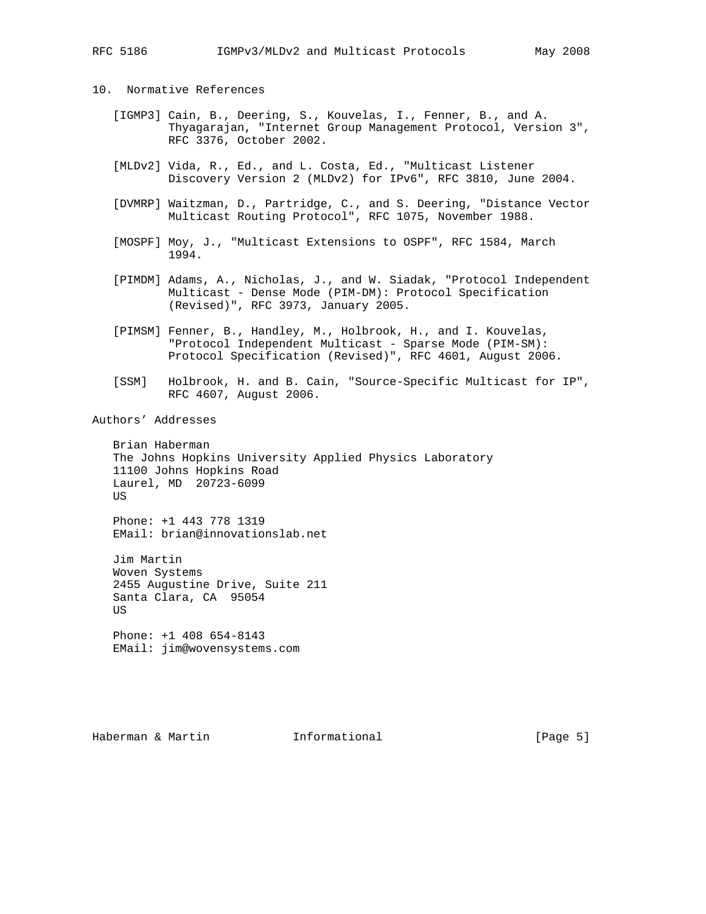## 10. Normative References

[IGMP3] Cain, B., Deering, S., Kouvelas, I., Fenner, B., and A. Thyagarajan, "Internet Group Management Protocol, Version 3", RFC 3376, October 2002.

[MLDv2] Vida, R., Ed., and L. Costa, Ed., "Multicast Listener Discovery Version 2 (MLDv2) for IPv6", RFC 3810, June 2004.

[DVMRP] Waitzman, D., Partridge, C., and S. Deering, "Distance Vector Multicast Routing Protocol", RFC 1075, November 1988.

[MOSPF] Moy, J., "Multicast Extensions to OSPF", RFC 1584, March 1994.

[PIMDM] Adams, A., Nicholas, J., and W. Siadak, "Protocol Independent Multicast - Dense Mode (PIM-DM): Protocol Specification (Revised)", RFC 3973, January 2005.

[PIMSM] Fenner, B., Handley, M., Holbrook, H., and I. Kouvelas, "Protocol Independent Multicast - Sparse Mode (PIM-SM): Protocol Specification (Revised)", RFC 4601, August 2006.

[SSM] Holbrook, H. and B. Cain, "Source-Specific Multicast for IP", RFC 4607, August 2006.

## Authors' Addresses

Brian Haberman
The Johns Hopkins University Applied Physics Laboratory
11100 Johns Hopkins Road
Laurel, MD 20723-6099
US

Phone: +1 443 778 1319
EMail: brian@innovationslab.net

Jim Martin
Woven Systems
2455 Augustine Drive, Suite 211
Santa Clara, CA 95054
US

Phone: +1 408 654-8143
EMail: jim@wovensystems.com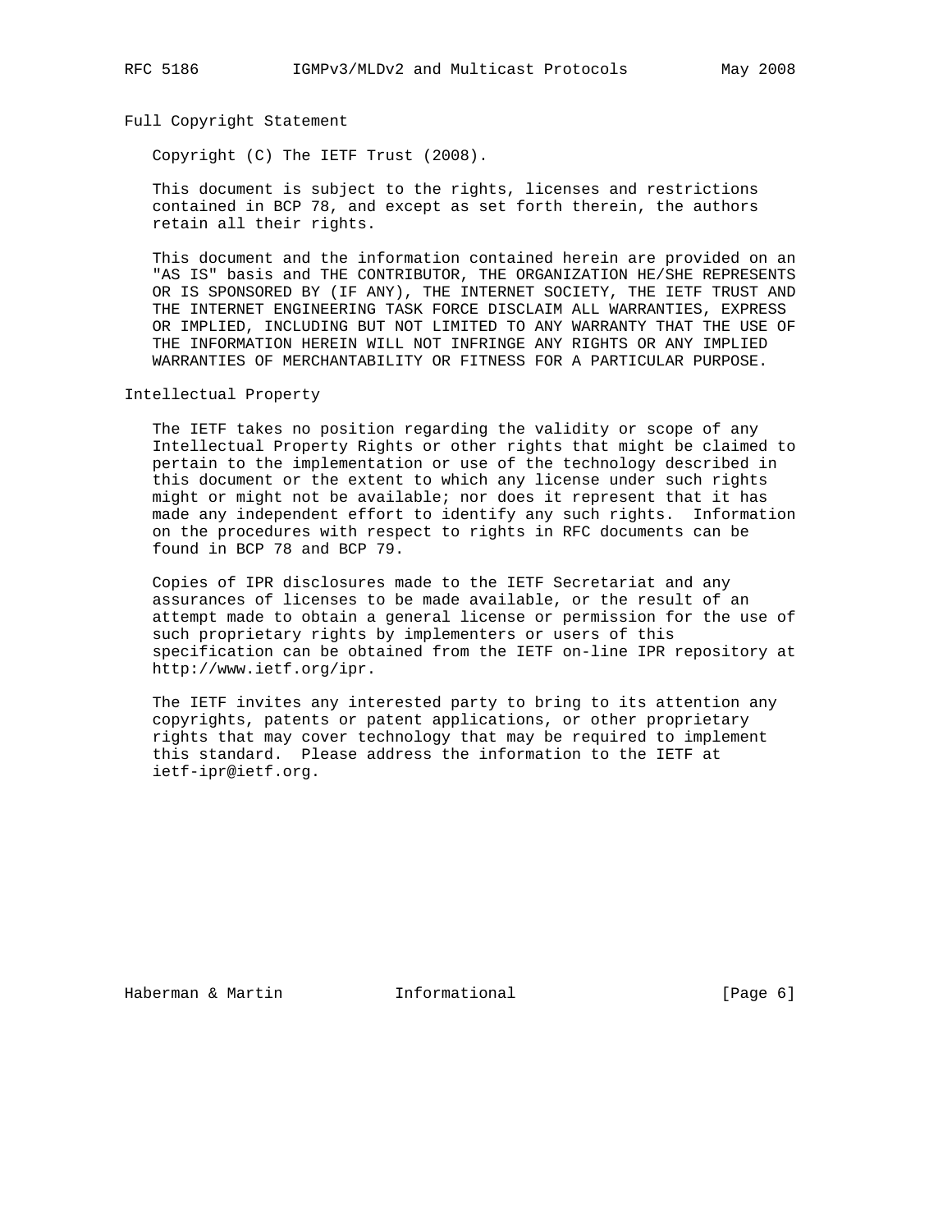## Full Copyright Statement

Copyright (C) The IETF Trust (2008).

This document is subject to the rights, licenses and restrictions contained in BCP 78, and except as set forth therein, the authors retain all their rights.

This document and the information contained herein are provided on an "AS IS" basis and THE CONTRIBUTOR, THE ORGANIZATION HE/SHE REPRESENTS OR IS SPONSORED BY (IF ANY), THE INTERNET SOCIETY, THE IETF TRUST AND THE INTERNET ENGINEERING TASK FORCE DISCLAIM ALL WARRANTIES, EXPRESS OR IMPLIED, INCLUDING BUT NOT LIMITED TO ANY WARRANTY THAT THE USE OF THE INFORMATION HEREIN WILL NOT INFRINGE ANY RIGHTS OR ANY IMPLIED WARRANTIES OF MERCHANTABILITY OR FITNESS FOR A PARTICULAR PURPOSE.

## Intellectual Property

The IETF takes no position regarding the validity or scope of any Intellectual Property Rights or other rights that might be claimed to pertain to the implementation or use of the technology described in this document or the extent to which any license under such rights might or might not be available; nor does it represent that it has made any independent effort to identify any such rights. Information on the procedures with respect to rights in RFC documents can be found in BCP 78 and BCP 79.

Copies of IPR disclosures made to the IETF Secretariat and any assurances of licenses to be made available, or the result of an attempt made to obtain a general license or permission for the use of such proprietary rights by implementers or users of this specification can be obtained from the IETF on-line IPR repository at http://www.ietf.org/ipr.

The IETF invites any interested party to bring to its attention any copyrights, patents or patent applications, or other proprietary rights that may cover technology that may be required to implement this standard. Please address the information to the IETF at ietf-ipr@ietf.org.